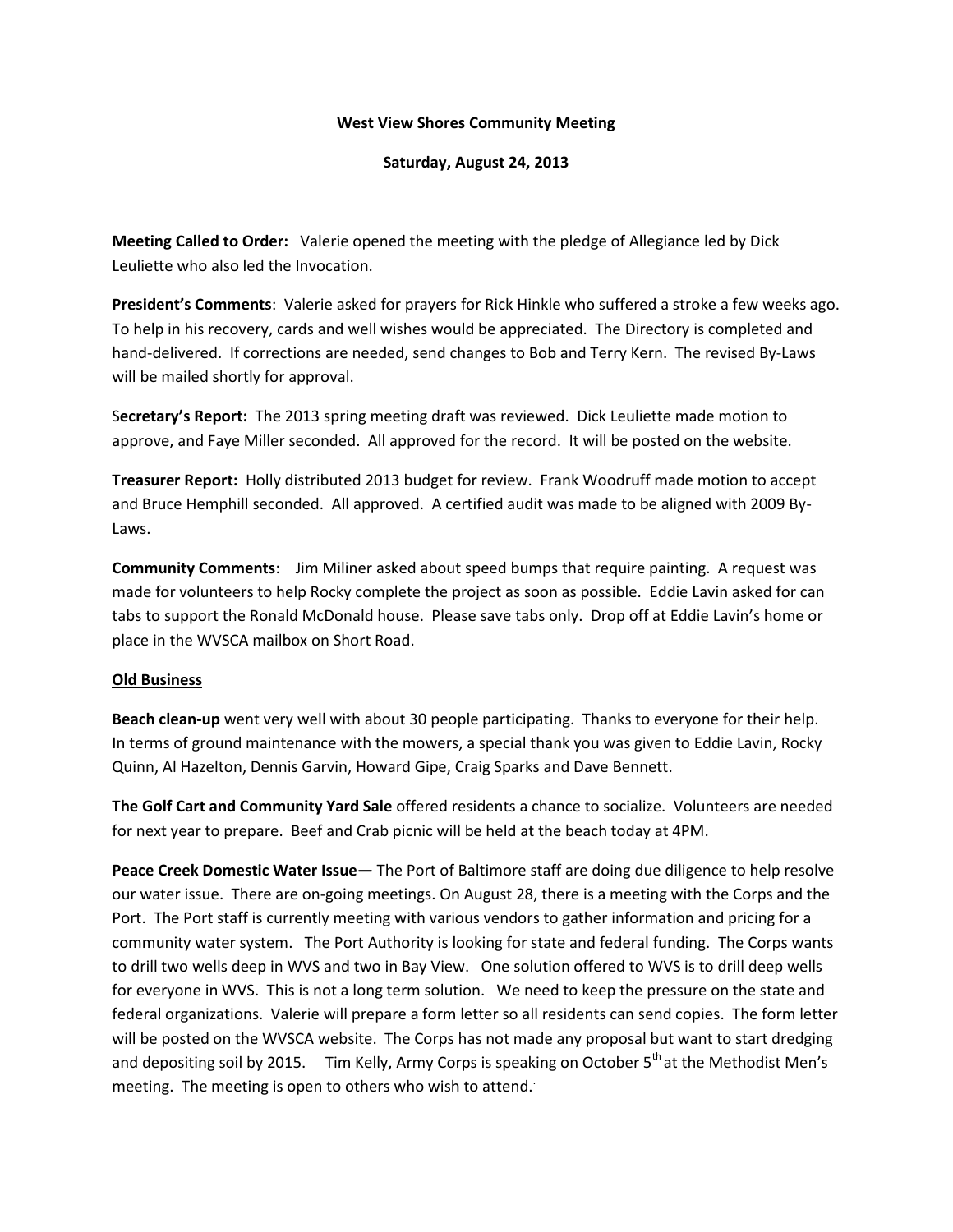**West View Shores Community Meeting**

**Saturday, August 24, 2013**

**Meeting Called to Order:** Valerie opened the meeting with the pledge of Allegiance led by Dick Leuliette who also led the Invocation.

**President's Comments**: Valerie asked for prayers for Rick Hinkle who suffered a stroke a few weeks ago. To help in his recovery, cards and well wishes would be appreciated. The Directory is completed and hand-delivered. If corrections are needed, send changes to Bob and Terry Kern. The revised By-Laws will be mailed shortly for approval.

S**ecretary's Report:** The 2013 spring meeting draft was reviewed. Dick Leuliette made motion to approve, and Faye Miller seconded. All approved for the record. It will be posted on the website.

**Treasurer Report:** Holly distributed 2013 budget for review. Frank Woodruff made motion to accept and Bruce Hemphill seconded. All approved. A certified audit was made to be aligned with 2009 By-Laws.

**Community Comments**: Jim Miliner asked about speed bumps that require painting. A request was made for volunteers to help Rocky complete the project as soon as possible. Eddie Lavin asked for can tabs to support the Ronald McDonald house. Please save tabs only. Drop off at Eddie Lavin's home or place in the WVSCA mailbox on Short Road.

**<u>Old Business</u>**

**Beach clean-up** went very well with about 30 people participating. Thanks to everyone for their help. In terms of ground maintenance with the mowers, a special thank you was given to Eddie Lavin, Rocky Quinn, Al Hazelton, Dennis Garvin, Howard Gipe, Craig Sparks and Dave Bennett.

**The Golf Cart and Community Yard Sale** offered residents a chance to socialize. Volunteers are needed for next year to prepare. Beef and Crab picnic will be held at the beach today at 4PM.

**Peace Creek Domestic Water Issue—** The Port of Baltimore staff are doing due diligence to help resolve our water issue. There are on-going meetings. On August 28, there is a meeting with the Corps and the Port. The Port staff is currently meeting with various vendors to gather information and pricing for a community water system. The Port Authority is looking for state and federal funding. The Corps wants to drill two wells deep in WVS and two in Bay View. One solution offered to WVS is to drill deep wells for everyone in WVS. This is not a long term solution. We need to keep the pressure on the state and federal organizations. Valerie will prepare a form letter so all residents can send copies. The form letter will be posted on the WVSCA website. The Corps has not made any proposal but want to start dredging and depositing soil by 2015. Tim Kelly, Army Corps is speaking on October 5th at the Methodist Men's meeting. The meeting is open to others who wish to attend.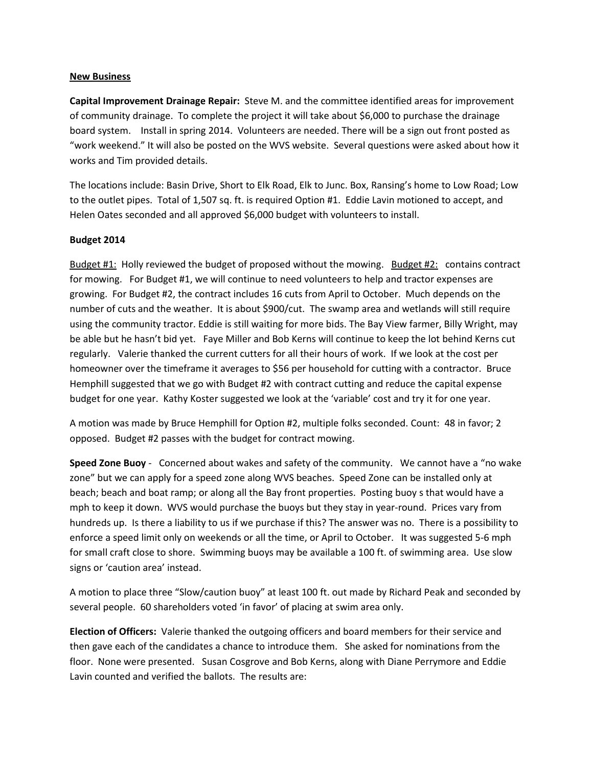**New Business**

**Capital Improvement Drainage Repair:** Steve M. and the committee identified areas for improvement of community drainage. To complete the project it will take about $6,000 to purchase the drainage board system. Install in spring 2014. Volunteers are needed. There will be a sign out front posted as "work weekend." It will also be posted on the WVS website. Several questions were asked about how it works and Tim provided details.

The locations include: Basin Drive, Short to Elk Road, Elk to Junc. Box, Ransing's home to Low Road; Low to the outlet pipes. Total of 1,507 sq. ft. is required Option #1. Eddie Lavin motioned to accept, and Helen Oates seconded and all approved $6,000 budget with volunteers to install.

**Budget 2014**

Budget #1: Holly reviewed the budget of proposed without the mowing. Budget #2: contains contract for mowing. For Budget #1, we will continue to need volunteers to help and tractor expenses are growing. For Budget #2, the contract includes 16 cuts from April to October. Much depends on the number of cuts and the weather. It is about $900/cut. The swamp area and wetlands will still require using the community tractor. Eddie is still waiting for more bids. The Bay View farmer, Billy Wright, may be able but he hasn't bid yet. Faye Miller and Bob Kerns will continue to keep the lot behind Kerns cut regularly. Valerie thanked the current cutters for all their hours of work. If we look at the cost per homeowner over the timeframe it averages to $56 per household for cutting with a contractor. Bruce Hemphill suggested that we go with Budget #2 with contract cutting and reduce the capital expense budget for one year. Kathy Koster suggested we look at the 'variable' cost and try it for one year.

A motion was made by Bruce Hemphill for Option #2, multiple folks seconded. Count: 48 in favor; 2 opposed. Budget #2 passes with the budget for contract mowing.

**Speed Zone Buoy** - Concerned about wakes and safety of the community. We cannot have a "no wake zone" but we can apply for a speed zone along WVS beaches. Speed Zone can be installed only at beach; beach and boat ramp; or along all the Bay front properties. Posting buoy s that would have a mph to keep it down. WVS would purchase the buoys but they stay in year-round. Prices vary from hundreds up. Is there a liability to us if we purchase if this? The answer was no. There is a possibility to enforce a speed limit only on weekends or all the time, or April to October. It was suggested 5-6 mph for small craft close to shore. Swimming buoys may be available a 100 ft. of swimming area. Use slow signs or 'caution area' instead.

A motion to place three "Slow/caution buoy" at least 100 ft. out made by Richard Peak and seconded by several people. 60 shareholders voted 'in favor' of placing at swim area only.

**Election of Officers:** Valerie thanked the outgoing officers and board members for their service and then gave each of the candidates a chance to introduce them. She asked for nominations from the floor. None were presented. Susan Cosgrove and Bob Kerns, along with Diane Perrymore and Eddie Lavin counted and verified the ballots. The results are: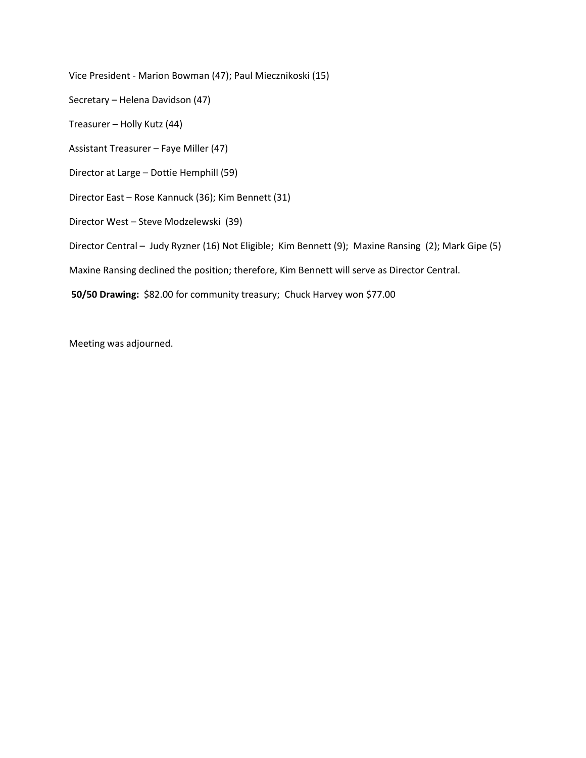Vice President - Marion Bowman (47); Paul Miecznikoski (15)

Secretary – Helena Davidson (47)

Treasurer – Holly Kutz (44)

Assistant Treasurer – Faye Miller (47)

Director at Large – Dottie Hemphill (59)

Director East – Rose Kannuck (36); Kim Bennett (31)

Director West – Steve Modzelewski (39)

Director Central – Judy Ryzner (16) Not Eligible; Kim Bennett (9); Maxine Ransing (2); Mark Gipe (5)

Maxine Ransing declined the position; therefore, Kim Bennett will serve as Director Central.

**50/50 Drawing:** $82.00 for community treasury; Chuck Harvey won $77.00

Meeting was adjourned.